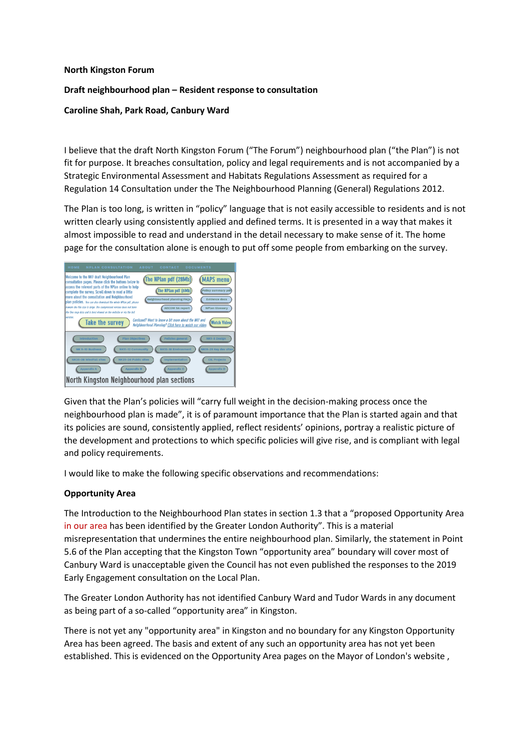**North Kingston Forum**

**Draft neighbourhood plan – Resident response to consultation**

**Caroline Shah, Park Road, Canbury Ward**

I believe that the draft North Kingston Forum ("The Forum") neighbourhood plan ("the Plan") is not fit for purpose. It breaches consultation, policy and legal requirements and is not accompanied by a Strategic Environmental Assessment and Habitats Regulations Assessment as required for a Regulation 14 Consultation under the The Neighbourhood Planning (General) Regulations 2012.

The Plan is too long, is written in "policy" language that is not easily accessible to residents and is not written clearly using consistently applied and defined terms. It is presented in a way that makes it almost impossible to read and understand in the detail necessary to make sense of it. The home page for the consultation alone is enough to put off some people from embarking on the survey.

Given that the Plan's policies will "carry full weight in the decision-making process once the neighbourhood plan is made", it is of paramount importance that the Plan is started again and that its policies are sound, consistently applied, reflect residents' opinions, portray a realistic picture of the development and protections to which specific policies will give rise, and is compliant with legal and policy requirements.

I would like to make the following specific observations and recommendations:

**Opportunity Area**

The Introduction to the Neighbourhood Plan states in section 1.3 that a "proposed Opportunity Area in our area has been identified by the Greater London Authority". This is a material misrepresentation that undermines the entire neighbourhood plan. Similarly, the statement in Point 5.6 of the Plan accepting that the Kingston Town "opportunity area" boundary will cover most of Canbury Ward is unacceptable given the Council has not even published the responses to the 2019 Early Engagement consultation on the Local Plan.

The Greater London Authority has not identified Canbury Ward and Tudor Wards in any document as being part of a so-called "opportunity area" in Kingston.

There is not yet any "opportunity area" in Kingston and no boundary for any Kingston Opportunity Area has been agreed. The basis and extent of any such an opportunity area has not yet been established. This is evidenced on the Opportunity Area pages on the Mayor of London's website ,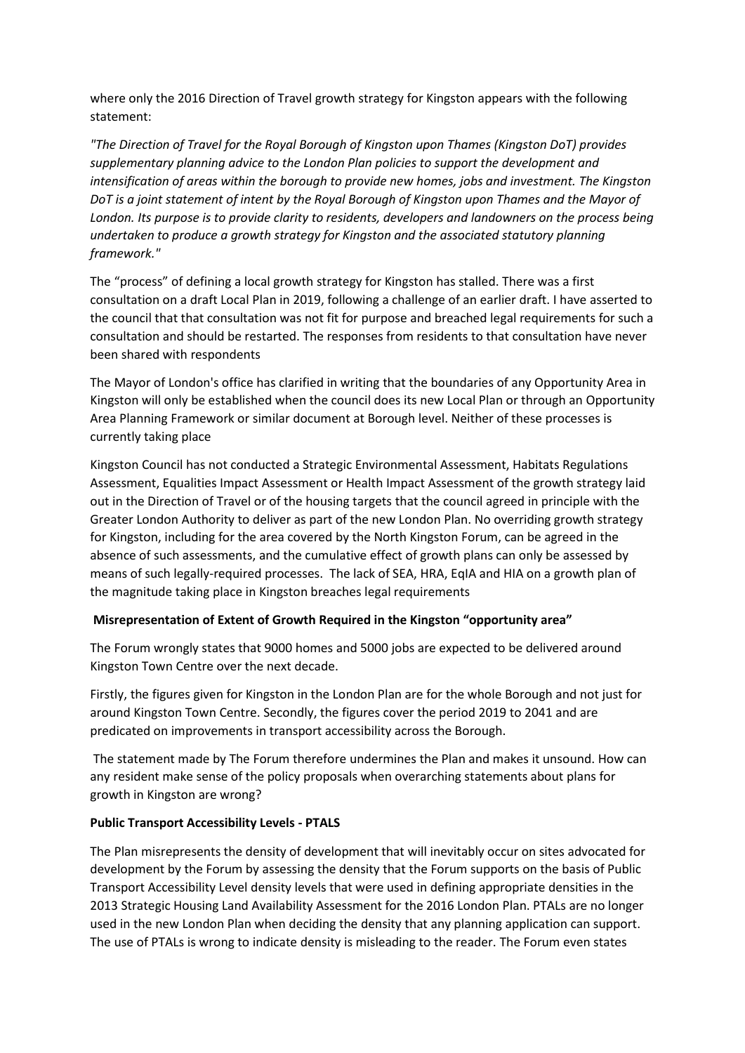where only the 2016 Direction of Travel growth strategy for Kingston appears with the following statement:

*"The Direction of Travel for the Royal Borough of Kingston upon Thames (Kingston DoT) provides supplementary planning advice to the London Plan policies to support the development and intensification of areas within the borough to provide new homes, jobs and investment. The Kingston DoT is a joint statement of intent by the Royal Borough of Kingston upon Thames and the Mayor of London. Its purpose is to provide clarity to residents, developers and landowners on the process being undertaken to produce a growth strategy for Kingston and the associated statutory planning framework."*

The "process" of defining a local growth strategy for Kingston has stalled. There was a first consultation on a draft Local Plan in 2019, following a challenge of an earlier draft. I have asserted to the council that that consultation was not fit for purpose and breached legal requirements for such a consultation and should be restarted. The responses from residents to that consultation have never been shared with respondents

The Mayor of London's office has clarified in writing that the boundaries of any Opportunity Area in Kingston will only be established when the council does its new Local Plan or through an Opportunity Area Planning Framework or similar document at Borough level. Neither of these processes is currently taking place

Kingston Council has not conducted a Strategic Environmental Assessment, Habitats Regulations Assessment, Equalities Impact Assessment or Health Impact Assessment of the growth strategy laid out in the Direction of Travel or of the housing targets that the council agreed in principle with the Greater London Authority to deliver as part of the new London Plan. No overriding growth strategy for Kingston, including for the area covered by the North Kingston Forum, can be agreed in the absence of such assessments, and the cumulative effect of growth plans can only be assessed by means of such legally-required processes. The lack of SEA, HRA, EqIA and HIA on a growth plan of the magnitude taking place in Kingston breaches legal requirements

**Misrepresentation of Extent of Growth Required in the Kingston "opportunity area"**

The Forum wrongly states that 9000 homes and 5000 jobs are expected to be delivered around Kingston Town Centre over the next decade.

Firstly, the figures given for Kingston in the London Plan are for the whole Borough and not just for around Kingston Town Centre. Secondly, the figures cover the period 2019 to 2041 and are predicated on improvements in transport accessibility across the Borough.

The statement made by The Forum therefore undermines the Plan and makes it unsound. How can any resident make sense of the policy proposals when overarching statements about plans for growth in Kingston are wrong?

**Public Transport Accessibility Levels - PTALS**

The Plan misrepresents the density of development that will inevitably occur on sites advocated for development by the Forum by assessing the density that the Forum supports on the basis of Public Transport Accessibility Level density levels that were used in defining appropriate densities in the 2013 Strategic Housing Land Availability Assessment for the 2016 London Plan. PTALs are no longer used in the new London Plan when deciding the density that any planning application can support. The use of PTALs is wrong to indicate density is misleading to the reader. The Forum even states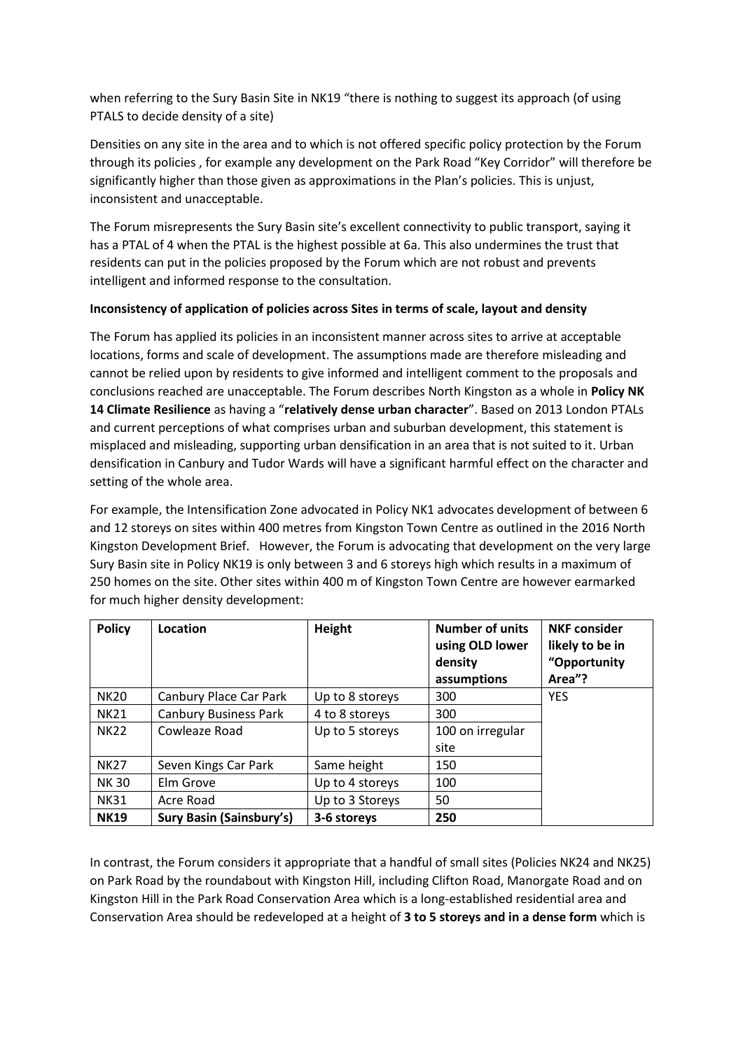when referring to the Sury Basin Site in NK19 "there is nothing to suggest its approach (of using PTALS to decide density of a site)

Densities on any site in the area and to which is not offered specific policy protection by the Forum through its policies , for example any development on the Park Road "Key Corridor" will therefore be significantly higher than those given as approximations in the Plan's policies. This is unjust, inconsistent and unacceptable.

The Forum misrepresents the Sury Basin site's excellent connectivity to public transport, saying it has a PTAL of 4 when the PTAL is the highest possible at 6a. This also undermines the trust that residents can put in the policies proposed by the Forum which are not robust and prevents intelligent and informed response to the consultation.

**Inconsistency of application of policies across Sites in terms of scale, layout and density**

The Forum has applied its policies in an inconsistent manner across sites to arrive at acceptable locations, forms and scale of development. The assumptions made are therefore misleading and cannot be relied upon by residents to give informed and intelligent comment to the proposals and conclusions reached are unacceptable. The Forum describes North Kingston as a whole in **Policy NK 14 Climate Resilience** as having a "**relatively dense urban character**". Based on 2013 London PTALs and current perceptions of what comprises urban and suburban development, this statement is misplaced and misleading, supporting urban densification in an area that is not suited to it. Urban densification in Canbury and Tudor Wards will have a significant harmful effect on the character and setting of the whole area.

For example, the Intensification Zone advocated in Policy NK1 advocates development of between 6 and 12 storeys on sites within 400 metres from Kingston Town Centre as outlined in the 2016 North Kingston Development Brief. However, the Forum is advocating that development on the very large Sury Basin site in Policy NK19 is only between 3 and 6 storeys high which results in a maximum of 250 homes on the site. Other sites within 400 m of Kingston Town Centre are however earmarked for much higher density development:

| Policy | Location | Height | Number of units using OLD lower density assumptions | NKF consider likely to be in "Opportunity Area"? |
|---|---|---|---|---|
| NK20 | Canbury Place Car Park | Up to 8 storeys | 300 | YES |
| NK21 | Canbury Business Park | 4 to 8 storeys | 300 | |
| NK22 | Cowleaze Road | Up to 5 storeys | 100 on irregular site | |
| NK27 | Seven Kings Car Park | Same height | 150 | |
| NK 30 | Elm Grove | Up to 4 storeys | 100 | |
| NK31 | Acre Road | Up to 3 Storeys | 50 | |
| **NK19** | **Sury Basin (Sainsbury's)** | **3-6 storeys** | **250** | |

In contrast, the Forum considers it appropriate that a handful of small sites (Policies NK24 and NK25) on Park Road by the roundabout with Kingston Hill, including Clifton Road, Manorgate Road and on Kingston Hill in the Park Road Conservation Area which is a long-established residential area and Conservation Area should be redeveloped at a height of **3 to 5 storeys and in a dense form** which is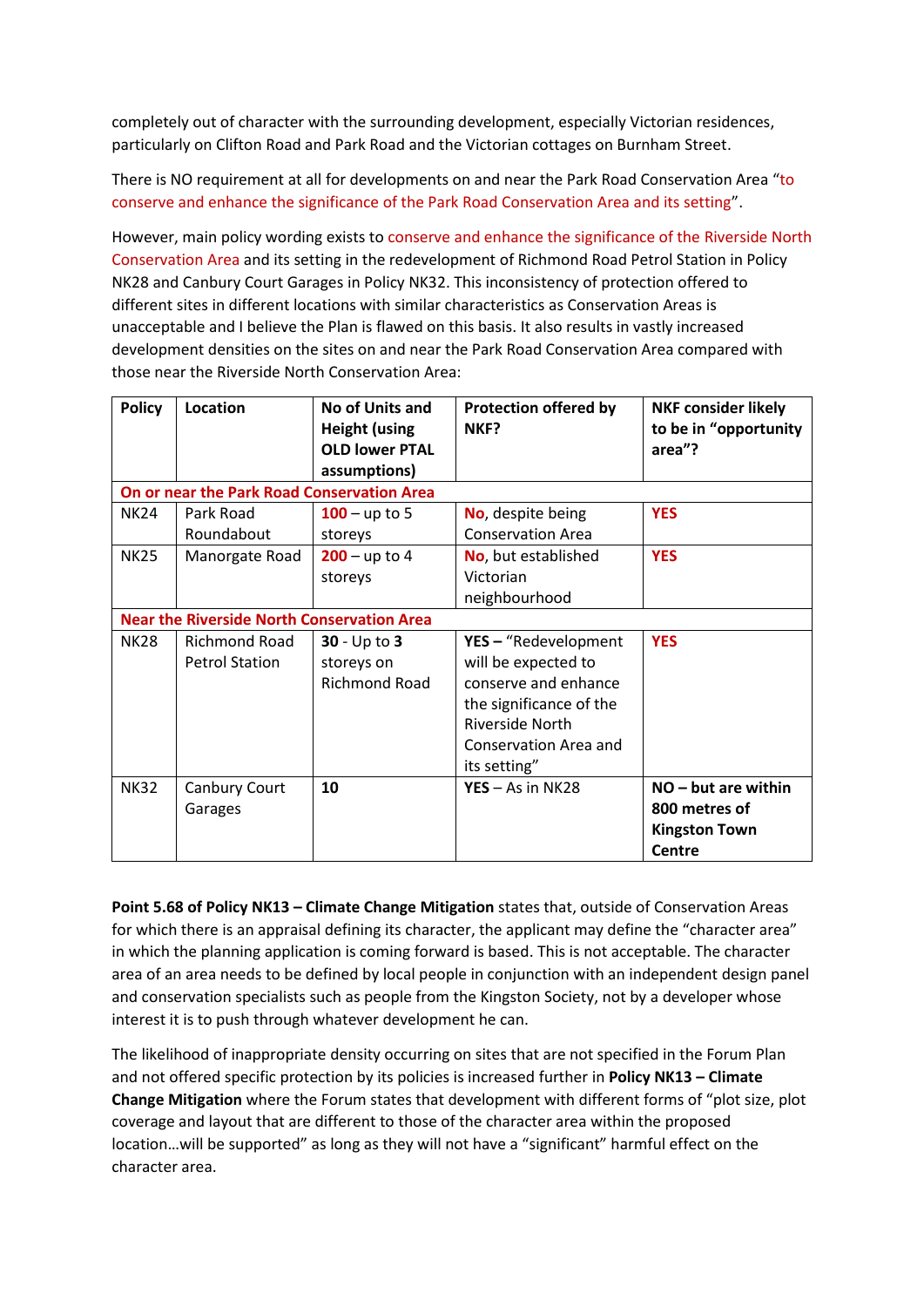completely out of character with the surrounding development, especially Victorian residences, particularly on Clifton Road and Park Road and the Victorian cottages on Burnham Street.

There is NO requirement at all for developments on and near the Park Road Conservation Area "to conserve and enhance the significance of the Park Road Conservation Area and its setting".

However, main policy wording exists to conserve and enhance the significance of the Riverside North Conservation Area and its setting in the redevelopment of Richmond Road Petrol Station in Policy NK28 and Canbury Court Garages in Policy NK32. This inconsistency of protection offered to different sites in different locations with similar characteristics as Conservation Areas is unacceptable and I believe the Plan is flawed on this basis. It also results in vastly increased development densities on the sites on and near the Park Road Conservation Area compared with those near the Riverside North Conservation Area:

| Policy | Location | No of Units and Height (using OLD lower PTAL assumptions) | Protection offered by NKF? | NKF consider likely to be in "opportunity area"? |
|---|---|---|---|---|
| **On or near the Park Road Conservation Area** | | | | |
| NK24 | Park Road Roundabout | **100** – up to 5 storeys | **No**, despite being Conservation Area | **YES** |
| NK25 | Manorgate Road | **200** – up to 4 storeys | **No**, but established Victorian neighbourhood | **YES** |
| **Near the Riverside North Conservation Area** | | | | |
| NK28 | Richmond Road Petrol Station | **30** - Up to **3** storeys on Richmond Road | **YES** – "Redevelopment will be expected to conserve and enhance the significance of the Riverside North Conservation Area and its setting" | **YES** |
| NK32 | Canbury Court Garages | **10** | **YES** – As in NK28 | **NO – but are within 800 metres of Kingston Town Centre** |

**Point 5.68 of Policy NK13 – Climate Change Mitigation** states that, outside of Conservation Areas for which there is an appraisal defining its character, the applicant may define the "character area" in which the planning application is coming forward is based. This is not acceptable. The character area of an area needs to be defined by local people in conjunction with an independent design panel and conservation specialists such as people from the Kingston Society, not by a developer whose interest it is to push through whatever development he can.

The likelihood of inappropriate density occurring on sites that are not specified in the Forum Plan and not offered specific protection by its policies is increased further in **Policy NK13 – Climate Change Mitigation** where the Forum states that development with different forms of "plot size, plot coverage and layout that are different to those of the character area within the proposed location…will be supported" as long as they will not have a "significant" harmful effect on the character area.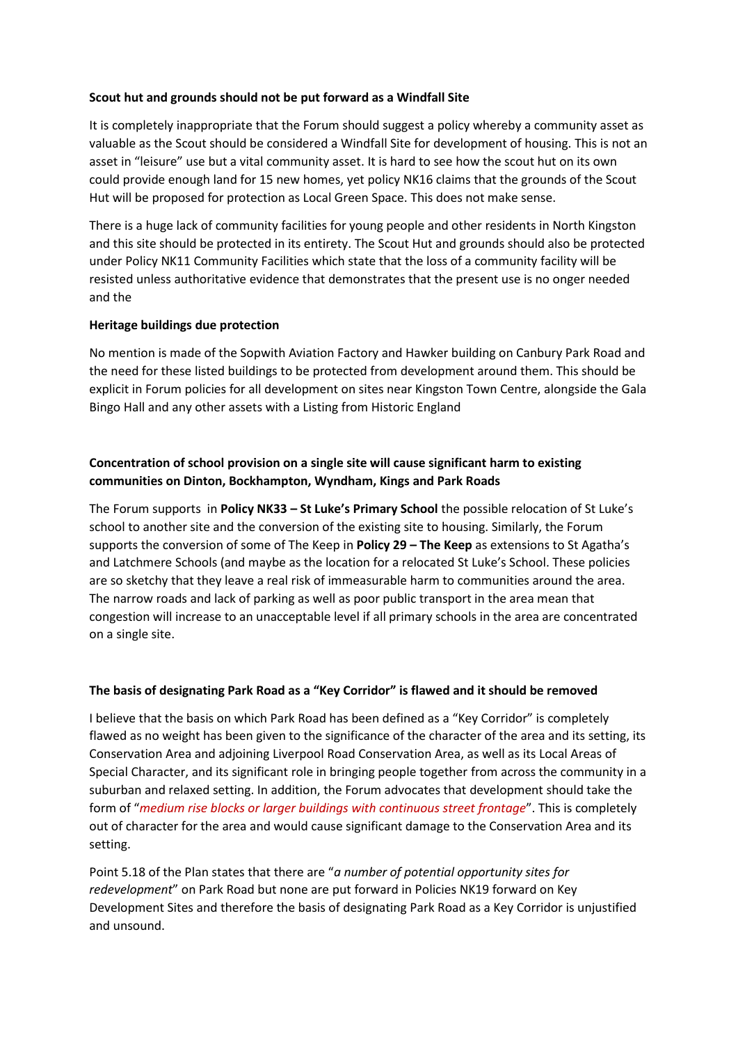**Scout hut and grounds should not be put forward as a Windfall Site**

It is completely inappropriate that the Forum should suggest a policy whereby a community asset as valuable as the Scout should be considered a Windfall Site for development of housing. This is not an asset in "leisure" use but a vital community asset. It is hard to see how the scout hut on its own could provide enough land for 15 new homes, yet policy NK16 claims that the grounds of the Scout Hut will be proposed for protection as Local Green Space. This does not make sense.

There is a huge lack of community facilities for young people and other residents in North Kingston and this site should be protected in its entirety. The Scout Hut and grounds should also be protected under Policy NK11 Community Facilities which state that the loss of a community facility will be resisted unless authoritative evidence that demonstrates that the present use is no onger needed and the

**Heritage buildings due protection**

No mention is made of the Sopwith Aviation Factory and Hawker building on Canbury Park Road and the need for these listed buildings to be protected from development around them. This should be explicit in Forum policies for all development on sites near Kingston Town Centre, alongside the Gala Bingo Hall and any other assets with a Listing from Historic England

**Concentration of school provision on a single site will cause significant harm to existing communities on Dinton, Bockhampton, Wyndham, Kings and Park Roads**

The Forum supports in **Policy NK33 – St Luke's Primary School** the possible relocation of St Luke's school to another site and the conversion of the existing site to housing. Similarly, the Forum supports the conversion of some of The Keep in **Policy 29 – The Keep** as extensions to St Agatha's and Latchmere Schools (and maybe as the location for a relocated St Luke's School. These policies are so sketchy that they leave a real risk of immeasurable harm to communities around the area. The narrow roads and lack of parking as well as poor public transport in the area mean that congestion will increase to an unacceptable level if all primary schools in the area are concentrated on a single site.

**The basis of designating Park Road as a "Key Corridor" is flawed and it should be removed**

I believe that the basis on which Park Road has been defined as a "Key Corridor" is completely flawed as no weight has been given to the significance of the character of the area and its setting, its Conservation Area and adjoining Liverpool Road Conservation Area, as well as its Local Areas of Special Character, and its significant role in bringing people together from across the community in a suburban and relaxed setting. In addition, the Forum advocates that development should take the form of "*medium rise blocks or larger buildings with continuous street frontage*". This is completely out of character for the area and would cause significant damage to the Conservation Area and its setting.

Point 5.18 of the Plan states that there are "*a number of potential opportunity sites for redevelopment*" on Park Road but none are put forward in Policies NK19 forward on Key Development Sites and therefore the basis of designating Park Road as a Key Corridor is unjustified and unsound.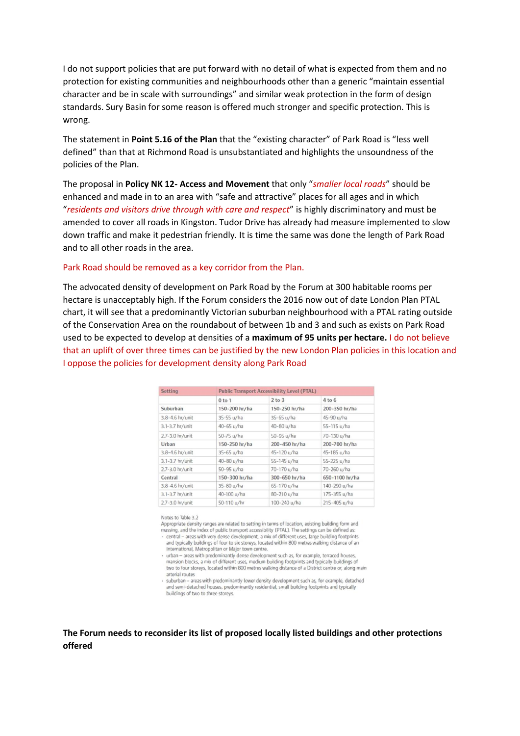I do not support policies that are put forward with no detail of what is expected from them and no protection for existing communities and neighbourhoods other than a generic "maintain essential character and be in scale with surroundings" and similar weak protection in the form of design standards. Sury Basin for some reason is offered much stronger and specific protection. This is wrong.

The statement in **Point 5.16 of the Plan** that the "existing character" of Park Road is "less well defined" than that at Richmond Road is unsubstantiated and highlights the unsoundness of the policies of the Plan.

The proposal in **Policy NK 12- Access and Movement** that only "*smaller local roads*" should be enhanced and made in to an area with "safe and attractive" places for all ages and in which "*residents and visitors drive through with care and respect*" is highly discriminatory and must be amended to cover all roads in Kingston. Tudor Drive has already had measure implemented to slow down traffic and make it pedestrian friendly. It is time the same was done the length of Park Road and to all other roads in the area.

Park Road should be removed as a key corridor from the Plan.

The advocated density of development on Park Road by the Forum at 300 habitable rooms per hectare is unacceptably high. If the Forum considers the 2016 now out of date London Plan PTAL chart, it will see that a predominantly Victorian suburban neighbourhood with a PTAL rating outside of the Conservation Area on the roundabout of between 1b and 3 and such as exists on Park Road used to be expected to develop at densities of a **maximum of 95 units per hectare.** I do not believe that an uplift of over three times can be justified by the new London Plan policies in this location and I oppose the policies for development density along Park Road

| Setting | Public Transport Accessibility Level (PTAL) | | |
|---|---|---|---|
| | 0 to 1 | 2 to 3 | 4 to 6 |
| **Suburban** | **150-200 hr/ha** | **150-250 hr/ha** | **200-350 hr/ha** |
| 3.8-4.6 hr/unit | 35-55 u/ha | 35-65 u/ha | 45-90 u/ha |
| 3.1-3.7 hr/unit | 40-65 u/ha | 40-80 u/ha | 55-115 u/ha |
| 2.7-3.0 hr/unit | 50-75 u/ha | 50-95 u/ha | 70-130 u/ha |
| **Urban** | **150-250 hr/ha** | **200-450 hr/ha** | **200-700 hr/ha** |
| 3.8-4.6 hr/unit | 35-65 u/ha | 45-120 u/ha | 45-185 u/ha |
| 3.1-3.7 hr/unit | 40-80 u/ha | 55-145 u/ha | 55-225 u/ha |
| 2.7-3.0 hr/unit | 50-95 u/ha | 70-170 u/ha | 70-260 u/ha |
| **Central** | **150-300 hr/ha** | **300-650 hr/ha** | **650-1100 hr/ha** |
| 3.8-4.6 hr/unit | 35-80 u/ha | 65-170 u/ha | 140-290 u/ha |
| 3.1-3.7 hr/unit | 40-100 u/ha | 80-210 u/ha | 175-355 u/ha |
| 2.7-3.0 hr/unit | 50-110 u/hr | 100-240 u/ha | 215-405 u/ha |

Notes to Table 3.2

Appropriate density ranges are related to setting in terms of location, existing building form and massing, and the index of public transport accessibility (PTAL). The settings can be defined as:

- central – areas with very dense development, a mix of different uses, large building footprints and typically buildings of four to six storeys, located within 800 metres walking distance of an International, Metropolitan or Major town centre.
- urban – areas with predominantly dense development such as, for example, terraced houses, mansion blocks, a mix of different uses, medium building footprints and typically buildings of two to four storeys, located within 800 metres walking distance of a District centre or, along main arterial routes
- suburban – areas with predominantly lower density development such as, for example, detached and semi-detached houses, predominantly residential, small building footprints and typically buildings of two to three storeys.

**The Forum needs to reconsider its list of proposed locally listed buildings and other protections offered**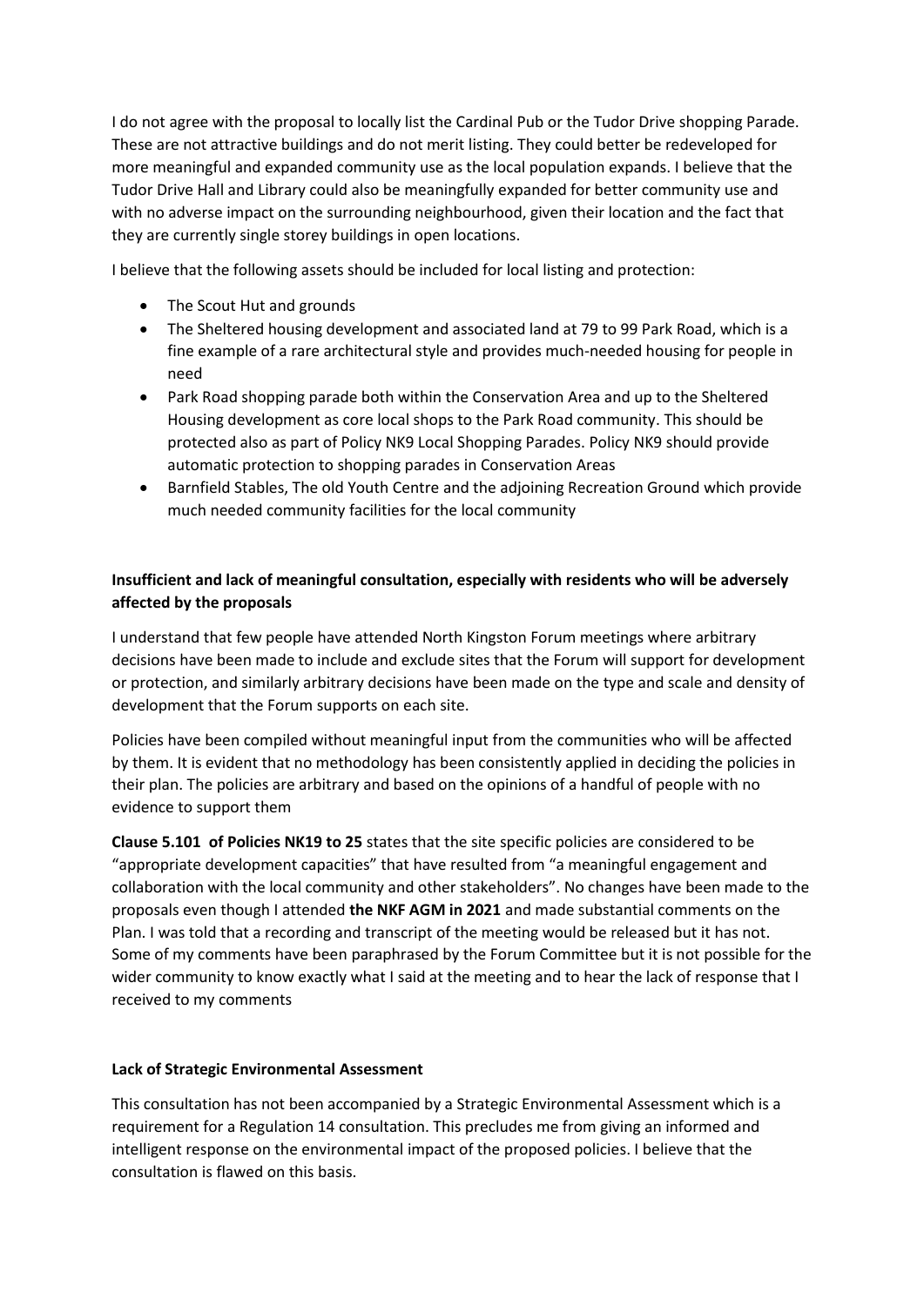I do not agree with the proposal to locally list the Cardinal Pub or the Tudor Drive shopping Parade. These are not attractive buildings and do not merit listing. They could better be redeveloped for more meaningful and expanded community use as the local population expands. I believe that the Tudor Drive Hall and Library could also be meaningfully expanded for better community use and with no adverse impact on the surrounding neighbourhood, given their location and the fact that they are currently single storey buildings in open locations.

I believe that the following assets should be included for local listing and protection:

- The Scout Hut and grounds
- The Sheltered housing development and associated land at 79 to 99 Park Road, which is a fine example of a rare architectural style and provides much-needed housing for people in need
- Park Road shopping parade both within the Conservation Area and up to the Sheltered Housing development as core local shops to the Park Road community. This should be protected also as part of Policy NK9 Local Shopping Parades. Policy NK9 should provide automatic protection to shopping parades in Conservation Areas
- Barnfield Stables, The old Youth Centre and the adjoining Recreation Ground which provide much needed community facilities for the local community

**Insufficient and lack of meaningful consultation, especially with residents who will be adversely affected by the proposals**

I understand that few people have attended North Kingston Forum meetings where arbitrary decisions have been made to include and exclude sites that the Forum will support for development or protection, and similarly arbitrary decisions have been made on the type and scale and density of development that the Forum supports on each site.

Policies have been compiled without meaningful input from the communities who will be affected by them. It is evident that no methodology has been consistently applied in deciding the policies in their plan. The policies are arbitrary and based on the opinions of a handful of people with no evidence to support them

**Clause 5.101 of Policies NK19 to 25** states that the site specific policies are considered to be "appropriate development capacities" that have resulted from "a meaningful engagement and collaboration with the local community and other stakeholders". No changes have been made to the proposals even though I attended **the NKF AGM in 2021** and made substantial comments on the Plan. I was told that a recording and transcript of the meeting would be released but it has not. Some of my comments have been paraphrased by the Forum Committee but it is not possible for the wider community to know exactly what I said at the meeting and to hear the lack of response that I received to my comments

**Lack of Strategic Environmental Assessment**

This consultation has not been accompanied by a Strategic Environmental Assessment which is a requirement for a Regulation 14 consultation. This precludes me from giving an informed and intelligent response on the environmental impact of the proposed policies. I believe that the consultation is flawed on this basis.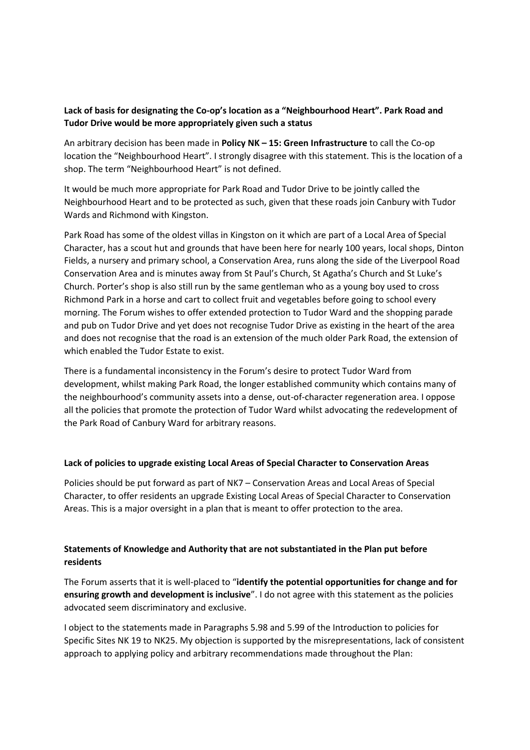**Lack of basis for designating the Co-op's location as a "Neighbourhood Heart". Park Road and Tudor Drive would be more appropriately given such a status**

An arbitrary decision has been made in **Policy NK – 15: Green Infrastructure** to call the Co-op location the "Neighbourhood Heart". I strongly disagree with this statement. This is the location of a shop. The term "Neighbourhood Heart" is not defined.

It would be much more appropriate for Park Road and Tudor Drive to be jointly called the Neighbourhood Heart and to be protected as such, given that these roads join Canbury with Tudor Wards and Richmond with Kingston.

Park Road has some of the oldest villas in Kingston on it which are part of a Local Area of Special Character, has a scout hut and grounds that have been here for nearly 100 years, local shops, Dinton Fields, a nursery and primary school, a Conservation Area, runs along the side of the Liverpool Road Conservation Area and is minutes away from St Paul's Church, St Agatha's Church and St Luke's Church. Porter's shop is also still run by the same gentleman who as a young boy used to cross Richmond Park in a horse and cart to collect fruit and vegetables before going to school every morning. The Forum wishes to offer extended protection to Tudor Ward and the shopping parade and pub on Tudor Drive and yet does not recognise Tudor Drive as existing in the heart of the area and does not recognise that the road is an extension of the much older Park Road, the extension of which enabled the Tudor Estate to exist.

There is a fundamental inconsistency in the Forum's desire to protect Tudor Ward from development, whilst making Park Road, the longer established community which contains many of the neighbourhood's community assets into a dense, out-of-character regeneration area. I oppose all the policies that promote the protection of Tudor Ward whilst advocating the redevelopment of the Park Road of Canbury Ward for arbitrary reasons.

**Lack of policies to upgrade existing Local Areas of Special Character to Conservation Areas**

Policies should be put forward as part of NK7 – Conservation Areas and Local Areas of Special Character, to offer residents an upgrade Existing Local Areas of Special Character to Conservation Areas. This is a major oversight in a plan that is meant to offer protection to the area.

**Statements of Knowledge and Authority that are not substantiated in the Plan put before residents**

The Forum asserts that it is well-placed to "**identify the potential opportunities for change and for ensuring growth and development is inclusive**". I do not agree with this statement as the policies advocated seem discriminatory and exclusive.

I object to the statements made in Paragraphs 5.98 and 5.99 of the Introduction to policies for Specific Sites NK 19 to NK25. My objection is supported by the misrepresentations, lack of consistent approach to applying policy and arbitrary recommendations made throughout the Plan: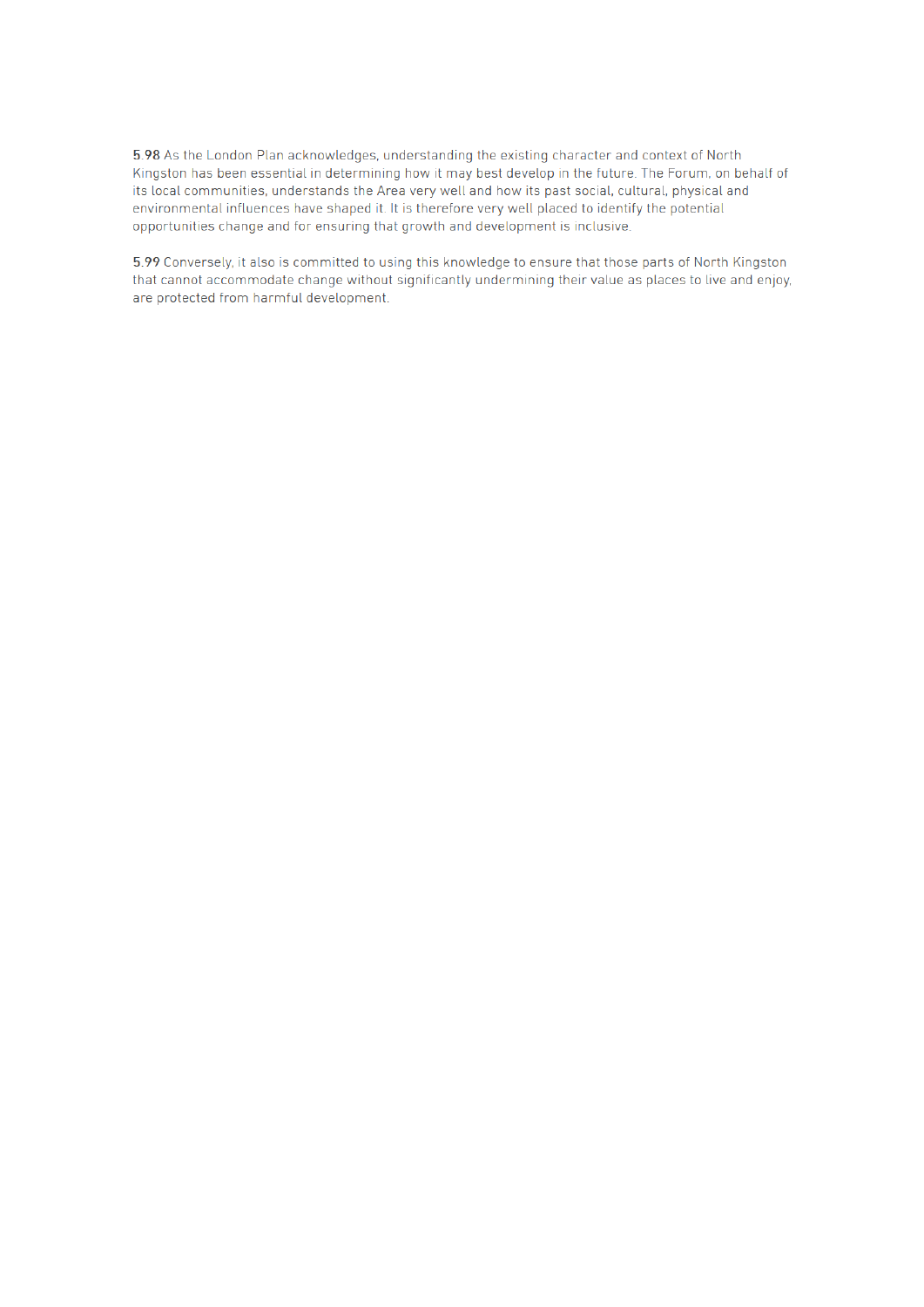**5.98** As the London Plan acknowledges, understanding the existing character and context of North Kingston has been essential in determining how it may best develop in the future. The Forum, on behalf of its local communities, understands the Area very well and how its past social, cultural, physical and environmental influences have shaped it. It is therefore very well placed to identify the potential opportunities change and for ensuring that growth and development is inclusive.

**5.99** Conversely, it also is committed to using this knowledge to ensure that those parts of North Kingston that cannot accommodate change without significantly undermining their value as places to live and enjoy, are protected from harmful development.